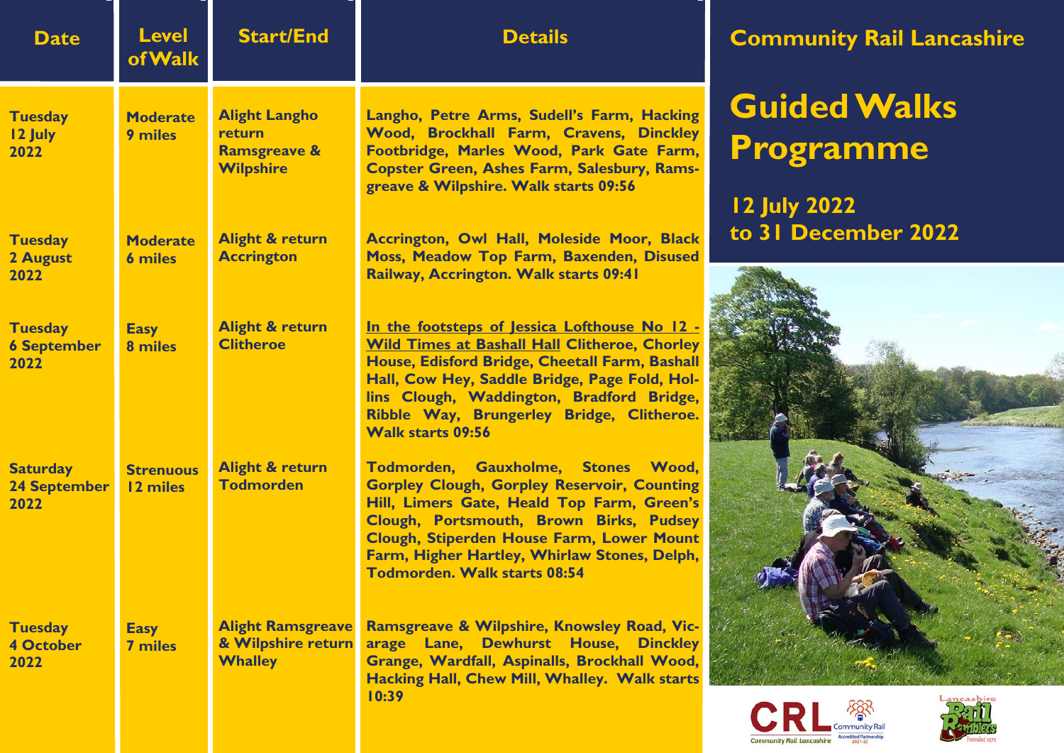## Community Rail Lancashire

# Guided Walks Programme

**12 July 2022 to 31 December 2022**

| Date | Level of Walk | Start/End | Details |
|---|---|---|---|
| **Tuesday 12 July 2022** | **Moderate 9 miles** | **Alight Langho return Ramsgreave & Wilpshire** | **Langho, Petre Arms, Sudell's Farm, Hacking Wood, Brockhall Farm, Cravens, Dinckley Footbridge, Marles Wood, Park Gate Farm, Copster Green, Ashes Farm, Salesbury, Ramsgreave & Wilpshire. Walk starts 09:56** |
| **Tuesday 2 August 2022** | **Moderate 6 miles** | **Alight & return Accrington** | **Accrington, Owl Hall, Moleside Moor, Black Moss, Meadow Top Farm, Baxenden, Disused Railway, Accrington. Walk starts 09:41** |
| **Tuesday 6 September 2022** | **Easy 8 miles** | **Alight & return Clitheroe** | **In the footsteps of Jessica Lofthouse No 12 - Wild Times at Bashall Hall Clitheroe, Chorley House, Edisford Bridge, Cheetall Farm, Bashall Hall, Cow Hey, Saddle Bridge, Page Fold, Hollins Clough, Waddington, Bradford Bridge, Ribble Way, Brungerley Bridge, Clitheroe. Walk starts 09:56** |
| **Saturday 24 September 2022** | **Strenuous 12 miles** | **Alight & return Todmorden** | **Todmorden, Gauxholme, Stones Wood, Gorpley Clough, Gorpley Reservoir, Counting Hill, Limers Gate, Heald Top Farm, Green's Clough, Portsmouth, Brown Birks, Pudsey Clough, Stiperden House Farm, Lower Mount Farm, Higher Hartley, Whirlaw Stones, Delph, Todmorden. Walk starts 08:54** |
| **Tuesday 4 October 2022** | **Easy 7 miles** | **Alight Ramsgreave & Wilpshire return Whalley** | **Ramsgreave & Wilpshire, Knowsley Road, Vicarage Lane, Dewhurst House, Dinckley Grange, Wardfall, Aspinalls, Brockhall Wood, Hacking Hall, Chew Mill, Whalley. Walk starts 10:39** |

CRL Community Rail Lancashire — Community Rail Accredited Partnership 2021-22

Lancashire Rail Ramblers — Founded 1975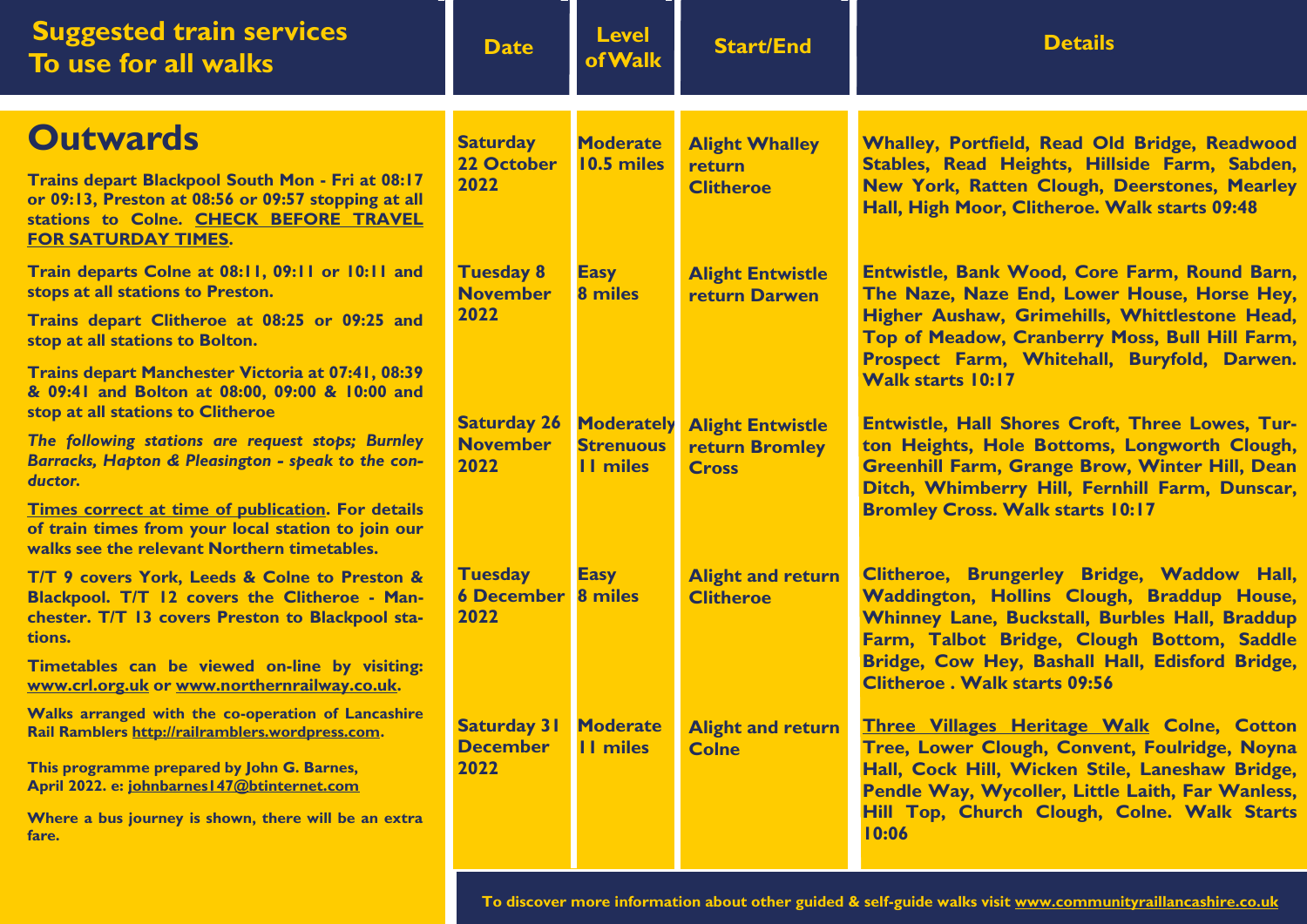## Suggested train services To use for all walks

# Outwards

**Trains depart Blackpool South Mon - Fri at 08:17 or 09:13, Preston at 08:56 or 09:57 stopping at all stations to Colne. CHECK BEFORE TRAVEL FOR SATURDAY TIMES.**

**Train departs Colne at 08:11, 09:11 or 10:11 and stops at all stations to Preston.**

**Trains depart Clitheroe at 08:25 or 09:25 and stop at all stations to Bolton.**

**Trains depart Manchester Victoria at 07:41, 08:39 & 09:41 and Bolton at 08:00, 09:00 & 10:00 and stop at all stations to Clitheroe**

***The following stations are request stops; Burnley Barracks, Hapton & Pleasington - speak to the conductor.***

**Times correct at time of publication. For details of train times from your local station to join our walks see the relevant Northern timetables.**

**T/T 9 covers York, Leeds & Colne to Preston & Blackpool. T/T 12 covers the Clitheroe - Manchester. T/T 13 covers Preston to Blackpool stations.**

**Timetables can be viewed on-line by visiting: www.crl.org.uk or www.northernrailway.co.uk.**

**Walks arranged with the co-operation of Lancashire Rail Ramblers http://railramblers.wordpress.com.**

**This programme prepared by John G. Barnes, April 2022. e: johnbarnes147@btinternet.com**

**Where a bus journey is shown, there will be an extra fare.**

| Date | Level of Walk | Start/End | Details |
|---|---|---|---|
| Saturday 22 October 2022 | Moderate 10.5 miles | Alight Whalley return Clitheroe | Whalley, Portfield, Read Old Bridge, Readwood Stables, Read Heights, Hillside Farm, Sabden, New York, Ratten Clough, Deerstones, Mearley Hall, High Moor, Clitheroe. Walk starts 09:48 |
| Tuesday 8 November 2022 | Easy 8 miles | Alight Entwistle return Darwen | Entwistle, Bank Wood, Core Farm, Round Barn, The Naze, Naze End, Lower House, Horse Hey, Higher Aushaw, Grimehills, Whittlestone Head, Top of Meadow, Cranberry Moss, Bull Hill Farm, Prospect Farm, Whitehall, Buryfold, Darwen. Walk starts 10:17 |
| Saturday 26 November 2022 | Moderately Strenuous 11 miles | Alight Entwistle return Bromley Cross | Entwistle, Hall Shores Croft, Three Lowes, Turton Heights, Hole Bottoms, Longworth Clough, Greenhill Farm, Grange Brow, Winter Hill, Dean Ditch, Whimberry Hill, Fernhill Farm, Dunscar, Bromley Cross. Walk starts 10:17 |
| Tuesday 6 December 2022 | Easy 8 miles | Alight and return Clitheroe | Clitheroe, Brungerley Bridge, Waddow Hall, Waddington, Hollins Clough, Braddup House, Whinney Lane, Buckstall, Burbles Hall, Braddup Farm, Talbot Bridge, Clough Bottom, Saddle Bridge, Cow Hey, Bashall Hall, Edisford Bridge, Clitheroe . Walk starts 09:56 |
| Saturday 31 December 2022 | Moderate 11 miles | Alight and return Colne | Three Villages Heritage Walk Colne, Cotton Tree, Lower Clough, Convent, Foulridge, Noyna Hall, Cock Hill, Wicken Stile, Laneshaw Bridge, Pendle Way, Wycoller, Little Laith, Far Wanless, Hill Top, Church Clough, Colne. Walk Starts 10:06 |

**To discover more information about other guided & self-guide walks visit www.communityraillancashire.co.uk**